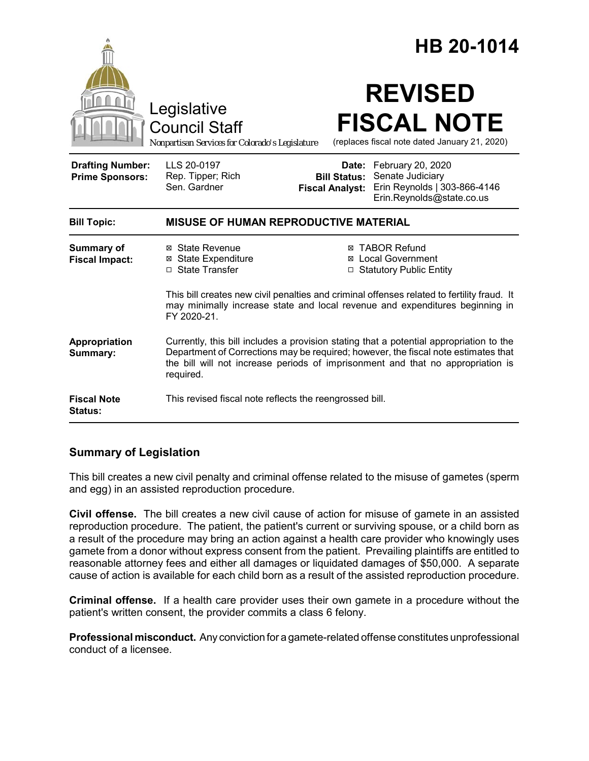# HB 20-1014

Legislative Council Staff

*Nonpartisan Services for Colorado's Legislature*

# REVISED FISCAL NOTE

(replaces fiscal note dated January 21, 2020)

| | | | |
|---|---|---|---|
| **Drafting Number:** | LLS 20-0197 | **Date:** | February 20, 2020 |
| **Prime Sponsors:** | Rep. Tipper; Rich<br>Sen. Gardner | **Bill Status:** | Senate Judiciary |
| | | **Fiscal Analyst:** | Erin Reynolds \| 303-866-4146<br>Erin.Reynolds@state.co.us |

| | |
|---|---|
| **Bill Topic:** | **MISUSE OF HUMAN REPRODUCTIVE MATERIAL** |
| **Summary of Fiscal Impact:** | ☒ State Revenue ☒ TABOR Refund<br>☒ State Expenditure ☒ Local Government<br>☐ State Transfer ☐ Statutory Public Entity<br><br>This bill creates new civil penalties and criminal offenses related to fertility fraud. It may minimally increase state and local revenue and expenditures beginning in FY 2020-21. |
| **Appropriation Summary:** | Currently, this bill includes a provision stating that a potential appropriation to the Department of Corrections may be required; however, the fiscal note estimates that the bill will not increase periods of imprisonment and that no appropriation is required. |
| **Fiscal Note Status:** | This revised fiscal note reflects the reengrossed bill. |

## Summary of Legislation

This bill creates a new civil penalty and criminal offense related to the misuse of gametes (sperm and egg) in an assisted reproduction procedure.

**Civil offense.** The bill creates a new civil cause of action for misuse of gamete in an assisted reproduction procedure. The patient, the patient's current or surviving spouse, or a child born as a result of the procedure may bring an action against a health care provider who knowingly uses gamete from a donor without express consent from the patient. Prevailing plaintiffs are entitled to reasonable attorney fees and either all damages or liquidated damages of $50,000. A separate cause of action is available for each child born as a result of the assisted reproduction procedure.

**Criminal offense.** If a health care provider uses their own gamete in a procedure without the patient's written consent, the provider commits a class 6 felony.

**Professional misconduct.** Any conviction for a gamete-related offense constitutes unprofessional conduct of a licensee.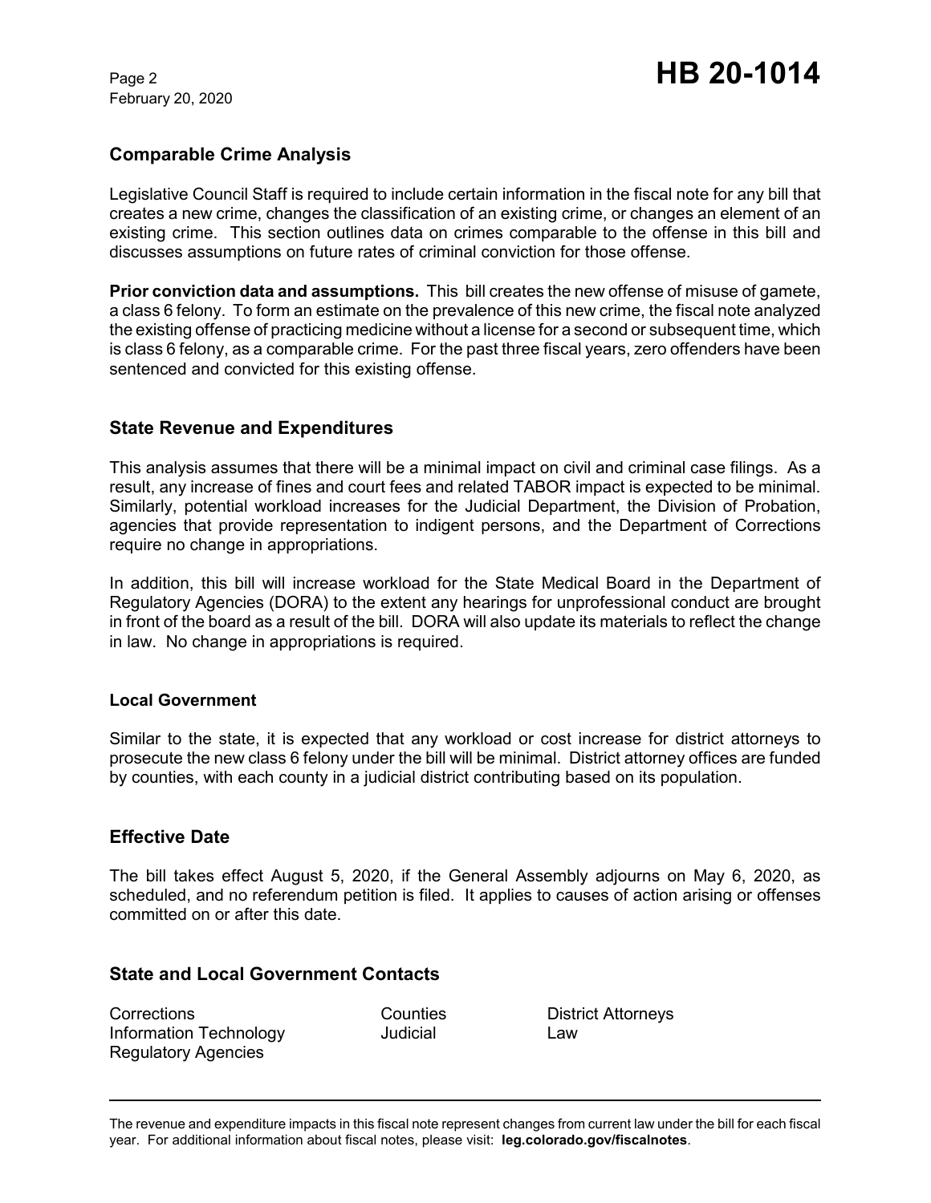## Comparable Crime Analysis

Legislative Council Staff is required to include certain information in the fiscal note for any bill that creates a new crime, changes the classification of an existing crime, or changes an element of an existing crime. This section outlines data on crimes comparable to the offense in this bill and discusses assumptions on future rates of criminal conviction for those offense.

**Prior conviction data and assumptions.** This bill creates the new offense of misuse of gamete, a class 6 felony. To form an estimate on the prevalence of this new crime, the fiscal note analyzed the existing offense of practicing medicine without a license for a second or subsequent time, which is class 6 felony, as a comparable crime. For the past three fiscal years, zero offenders have been sentenced and convicted for this existing offense.

## State Revenue and Expenditures

This analysis assumes that there will be a minimal impact on civil and criminal case filings. As a result, any increase of fines and court fees and related TABOR impact is expected to be minimal. Similarly, potential workload increases for the Judicial Department, the Division of Probation, agencies that provide representation to indigent persons, and the Department of Corrections require no change in appropriations.

In addition, this bill will increase workload for the State Medical Board in the Department of Regulatory Agencies (DORA) to the extent any hearings for unprofessional conduct are brought in front of the board as a result of the bill. DORA will also update its materials to reflect the change in law. No change in appropriations is required.

### Local Government

Similar to the state, it is expected that any workload or cost increase for district attorneys to prosecute the new class 6 felony under the bill will be minimal. District attorney offices are funded by counties, with each county in a judicial district contributing based on its population.

## Effective Date

The bill takes effect August 5, 2020, if the General Assembly adjourns on May 6, 2020, as scheduled, and no referendum petition is filed. It applies to causes of action arising or offenses committed on or after this date.

## State and Local Government Contacts

| | | |
|---|---|---|
| Corrections | Counties | District Attorneys |
| Information Technology | Judicial | Law |
| Regulatory Agencies | | |

The revenue and expenditure impacts in this fiscal note represent changes from current law under the bill for each fiscal year. For additional information about fiscal notes, please visit: **leg.colorado.gov/fiscalnotes**.